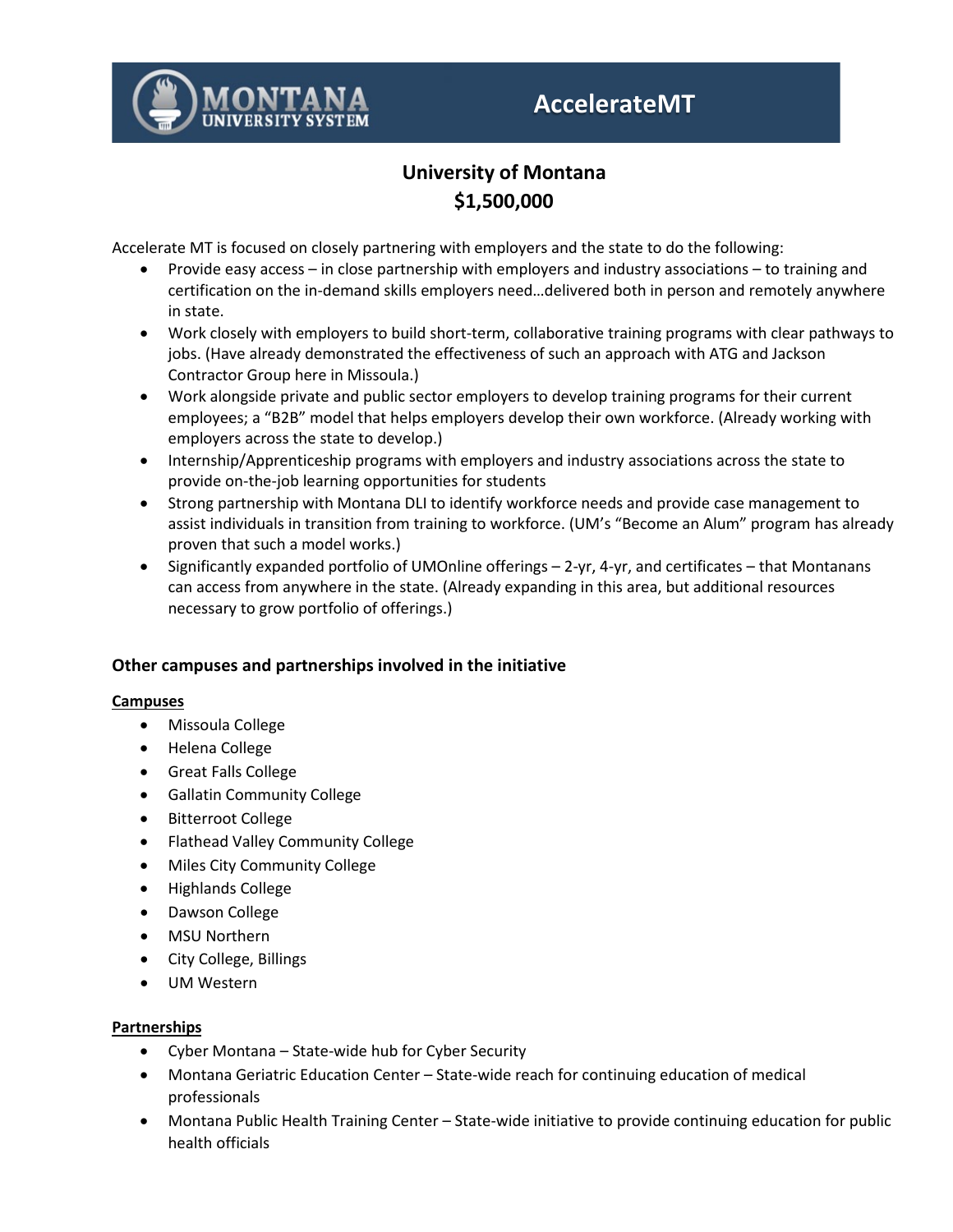# AccelerateMT

MONTANA UNIVERSITY SYSTEM

## University of Montana
## $1,500,000

Accelerate MT is focused on closely partnering with employers and the state to do the following:

- Provide easy access – in close partnership with employers and industry associations – to training and certification on the in-demand skills employers need…delivered both in person and remotely anywhere in state.
- Work closely with employers to build short-term, collaborative training programs with clear pathways to jobs. (Have already demonstrated the effectiveness of such an approach with ATG and Jackson Contractor Group here in Missoula.)
- Work alongside private and public sector employers to develop training programs for their current employees; a "B2B" model that helps employers develop their own workforce. (Already working with employers across the state to develop.)
- Internship/Apprenticeship programs with employers and industry associations across the state to provide on-the-job learning opportunities for students
- Strong partnership with Montana DLI to identify workforce needs and provide case management to assist individuals in transition from training to workforce. (UM's "Become an Alum" program has already proven that such a model works.)
- Significantly expanded portfolio of UMOnline offerings – 2-yr, 4-yr, and certificates – that Montanans can access from anywhere in the state. (Already expanding in this area, but additional resources necessary to grow portfolio of offerings.)

### Other campuses and partnerships involved in the initiative

**Campuses**

- Missoula College
- Helena College
- Great Falls College
- Gallatin Community College
- Bitterroot College
- Flathead Valley Community College
- Miles City Community College
- Highlands College
- Dawson College
- MSU Northern
- City College, Billings
- UM Western

**Partnerships**

- Cyber Montana – State-wide hub for Cyber Security
- Montana Geriatric Education Center – State-wide reach for continuing education of medical professionals
- Montana Public Health Training Center – State-wide initiative to provide continuing education for public health officials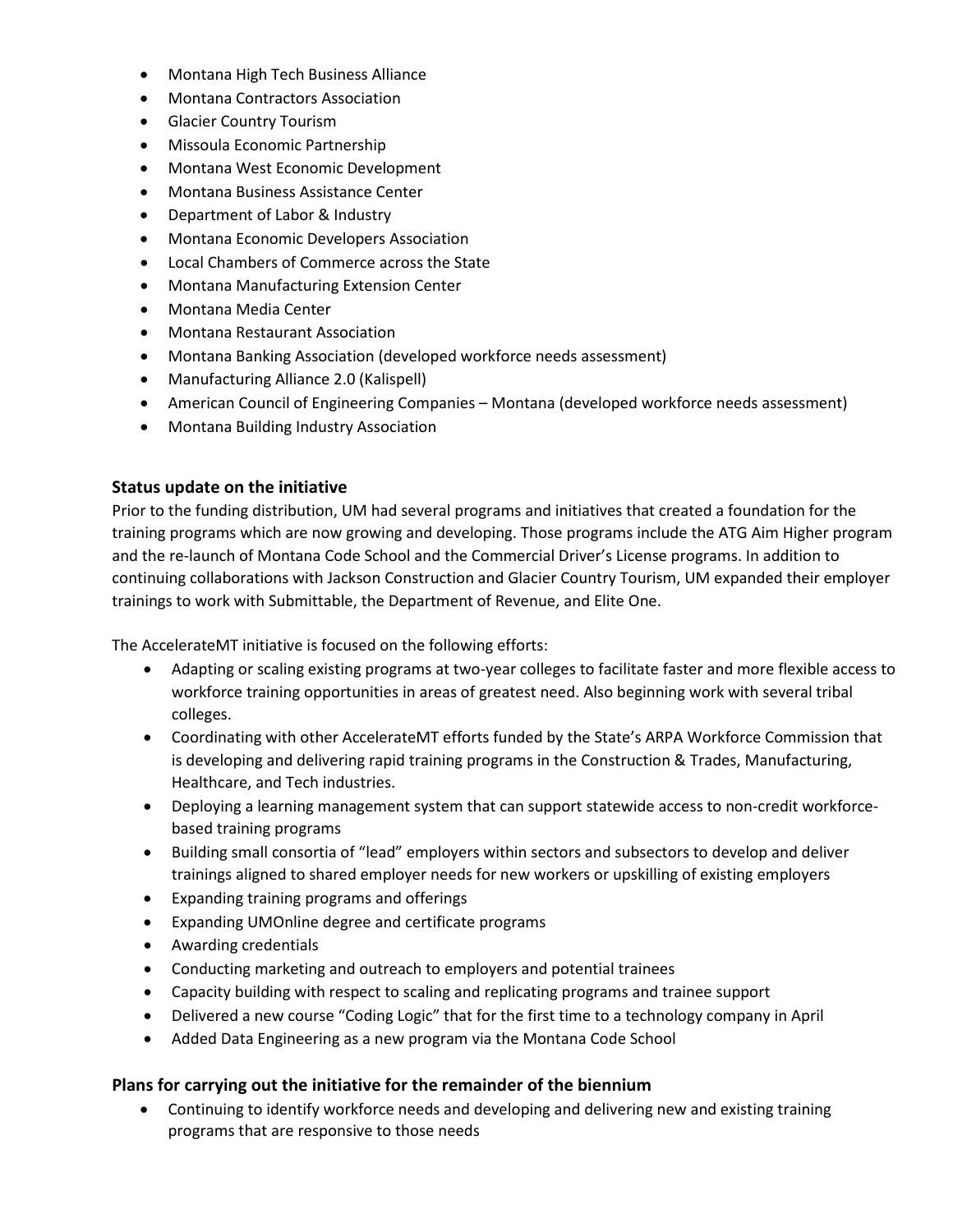- Montana High Tech Business Alliance
- Montana Contractors Association
- Glacier Country Tourism
- Missoula Economic Partnership
- Montana West Economic Development
- Montana Business Assistance Center
- Department of Labor & Industry
- Montana Economic Developers Association
- Local Chambers of Commerce across the State
- Montana Manufacturing Extension Center
- Montana Media Center
- Montana Restaurant Association
- Montana Banking Association (developed workforce needs assessment)
- Manufacturing Alliance 2.0 (Kalispell)
- American Council of Engineering Companies – Montana (developed workforce needs assessment)
- Montana Building Industry Association

### Status update on the initiative

Prior to the funding distribution, UM had several programs and initiatives that created a foundation for the training programs which are now growing and developing. Those programs include the ATG Aim Higher program and the re-launch of Montana Code School and the Commercial Driver's License programs. In addition to continuing collaborations with Jackson Construction and Glacier Country Tourism, UM expanded their employer trainings to work with Submittable, the Department of Revenue, and Elite One.

The AccelerateMT initiative is focused on the following efforts:

- Adapting or scaling existing programs at two-year colleges to facilitate faster and more flexible access to workforce training opportunities in areas of greatest need. Also beginning work with several tribal colleges.
- Coordinating with other AccelerateMT efforts funded by the State's ARPA Workforce Commission that is developing and delivering rapid training programs in the Construction & Trades, Manufacturing, Healthcare, and Tech industries.
- Deploying a learning management system that can support statewide access to non-credit workforce-based training programs
- Building small consortia of "lead" employers within sectors and subsectors to develop and deliver trainings aligned to shared employer needs for new workers or upskilling of existing employers
- Expanding training programs and offerings
- Expanding UMOnline degree and certificate programs
- Awarding credentials
- Conducting marketing and outreach to employers and potential trainees
- Capacity building with respect to scaling and replicating programs and trainee support
- Delivered a new course "Coding Logic" that for the first time to a technology company in April
- Added Data Engineering as a new program via the Montana Code School

### Plans for carrying out the initiative for the remainder of the biennium

- Continuing to identify workforce needs and developing and delivering new and existing training programs that are responsive to those needs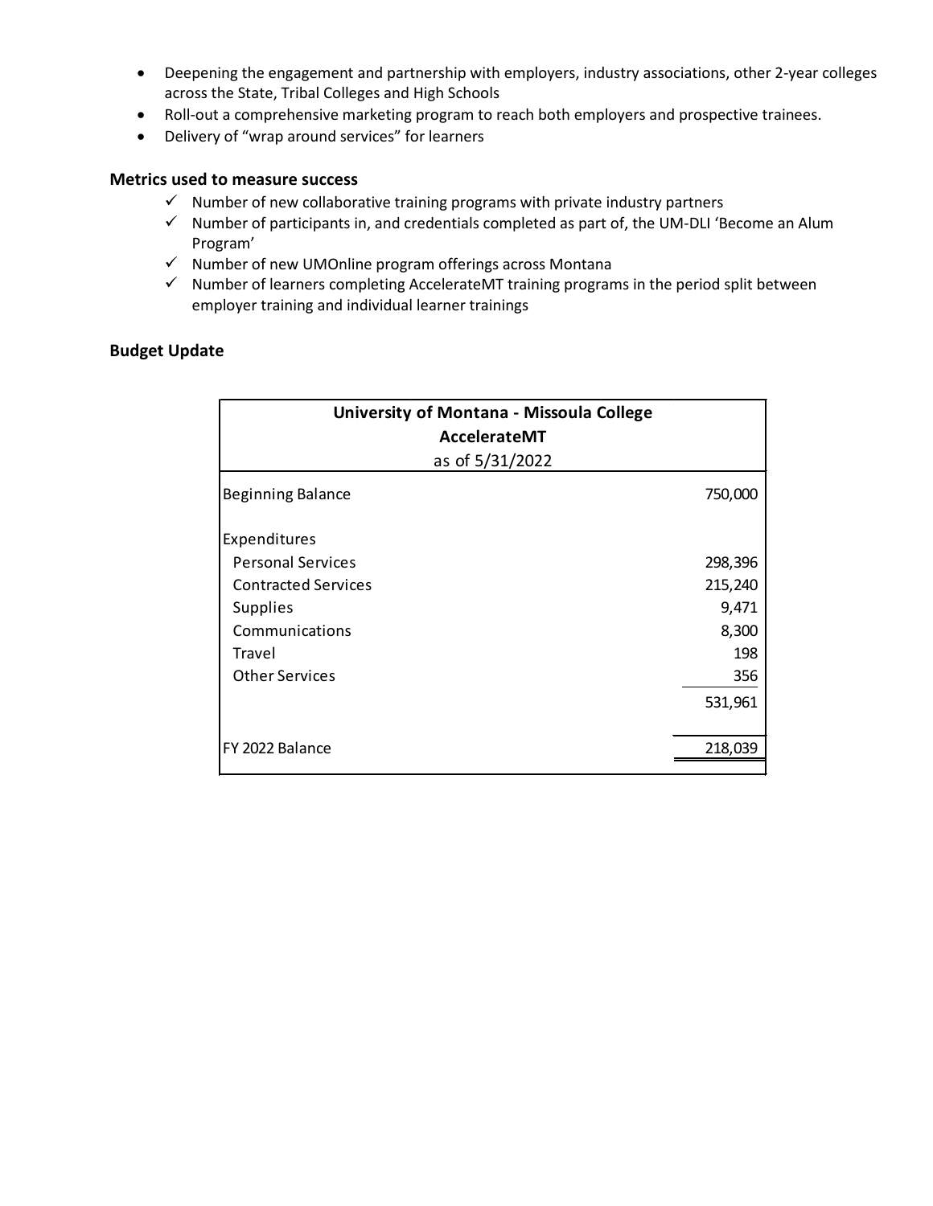- Deepening the engagement and partnership with employers, industry associations, other 2-year colleges across the State, Tribal Colleges and High Schools
- Roll-out a comprehensive marketing program to reach both employers and prospective trainees.
- Delivery of "wrap around services" for learners

### Metrics used to measure success

- ✓ Number of new collaborative training programs with private industry partners
- ✓ Number of participants in, and credentials completed as part of, the UM-DLI 'Become an Alum Program'
- ✓ Number of new UMOnline program offerings across Montana
- ✓ Number of learners completing AccelerateMT training programs in the period split between employer training and individual learner trainings

### Budget Update

| **University of Montana - Missoula College**<br>**AccelerateMT**<br>as of 5/31/2022 | |
|---|---|
| Beginning Balance | 750,000 |
| | |
| Expenditures | |
| Personal Services | 298,396 |
| Contracted Services | 215,240 |
| Supplies | 9,471 |
| Communications | 8,300 |
| Travel | 198 |
| Other Services | 356 |
| | 531,961 |
| | |
| FY 2022 Balance | 218,039 |